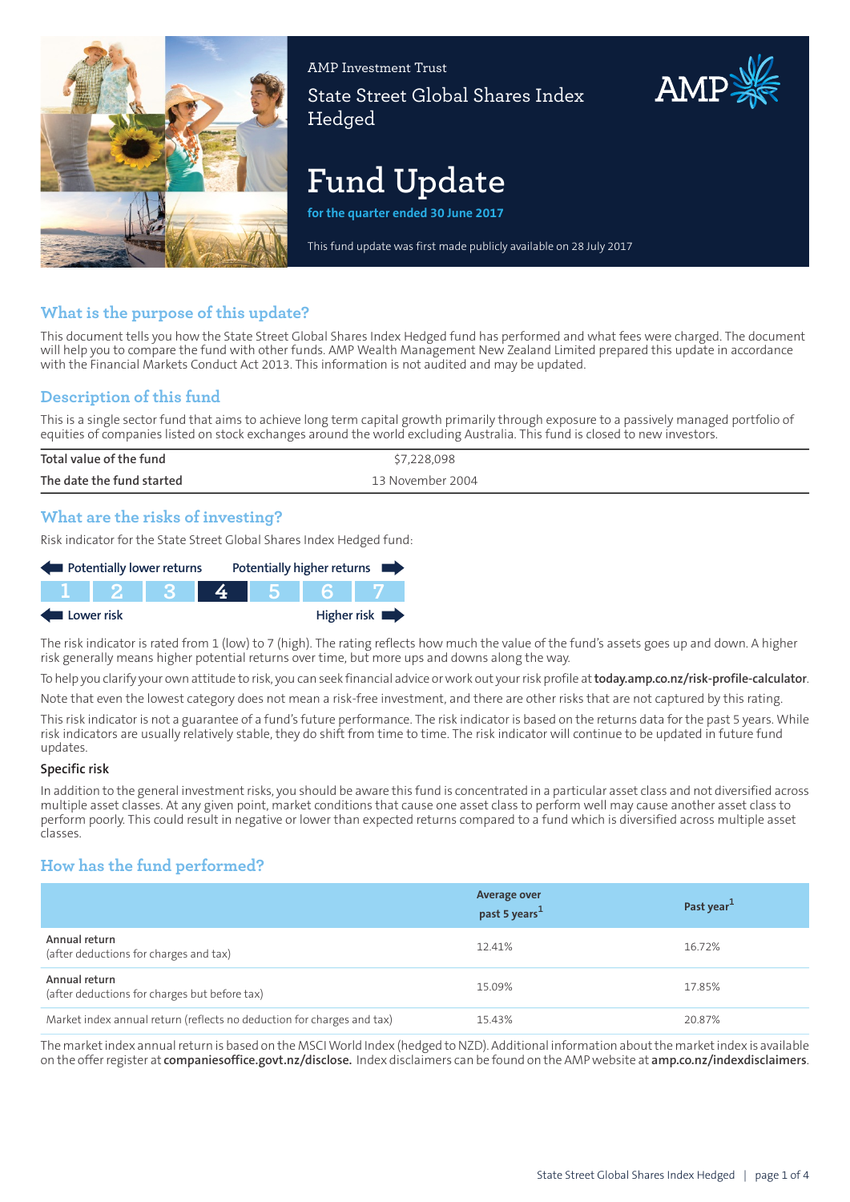AMP Investment Trust

State Street Global Shares Index Hedged

# Fund Update

**for the quarter ended 30 June 2017**

This fund update was first made publicly available on 28 July 2017

## What is the purpose of this update?

This document tells you how the State Street Global Shares Index Hedged fund has performed and what fees were charged. The document will help you to compare the fund with other funds. AMP Wealth Management New Zealand Limited prepared this update in accordance with the Financial Markets Conduct Act 2013. This information is not audited and may be updated.

## Description of this fund

This is a single sector fund that aims to achieve long term capital growth primarily through exposure to a passively managed portfolio of equities of companies listed on stock exchanges around the world excluding Australia. This fund is closed to new investors.

| | |
|---|---|
| Total value of the fund | $7,228,098 |
| The date the fund started | 13 November 2004 |

## What are the risks of investing?

Risk indicator for the State Street Global Shares Index Hedged fund:

Potentially lower returns ← → Potentially higher returns

| 1 | 2 | 3 | **4** | 5 | 6 | 7 |
|---|---|---|---|---|---|---|

Lower risk ← → Higher risk

The risk indicator is rated from 1 (low) to 7 (high). The rating reflects how much the value of the fund's assets goes up and down. A higher risk generally means higher potential returns over time, but more ups and downs along the way.

To help you clarify your own attitude to risk, you can seek financial advice or work out your risk profile at **today.amp.co.nz/risk-profile-calculator**.

Note that even the lowest category does not mean a risk-free investment, and there are other risks that are not captured by this rating.

This risk indicator is not a guarantee of a fund's future performance. The risk indicator is based on the returns data for the past 5 years. While risk indicators are usually relatively stable, they do shift from time to time. The risk indicator will continue to be updated in future fund updates.

### Specific risk

In addition to the general investment risks, you should be aware this fund is concentrated in a particular asset class and not diversified across multiple asset classes. At any given point, market conditions that cause one asset class to perform well may cause another asset class to perform poorly. This could result in negative or lower than expected returns compared to a fund which is diversified across multiple asset classes.

## How has the fund performed?

| | Average over past 5 years[1] | Past year[1] |
|---|---|---|
| Annual return (after deductions for charges and tax) | 12.41% | 16.72% |
| Annual return (after deductions for charges but before tax) | 15.09% | 17.85% |
| Market index annual return (reflects no deduction for charges and tax) | 15.43% | 20.87% |

The market index annual return is based on the MSCI World Index (hedged to NZD). Additional information about the market index is available on the offer register at **companiesoffice.govt.nz/disclose.** Index disclaimers can be found on the AMP website at **amp.co.nz/indexdisclaimers**.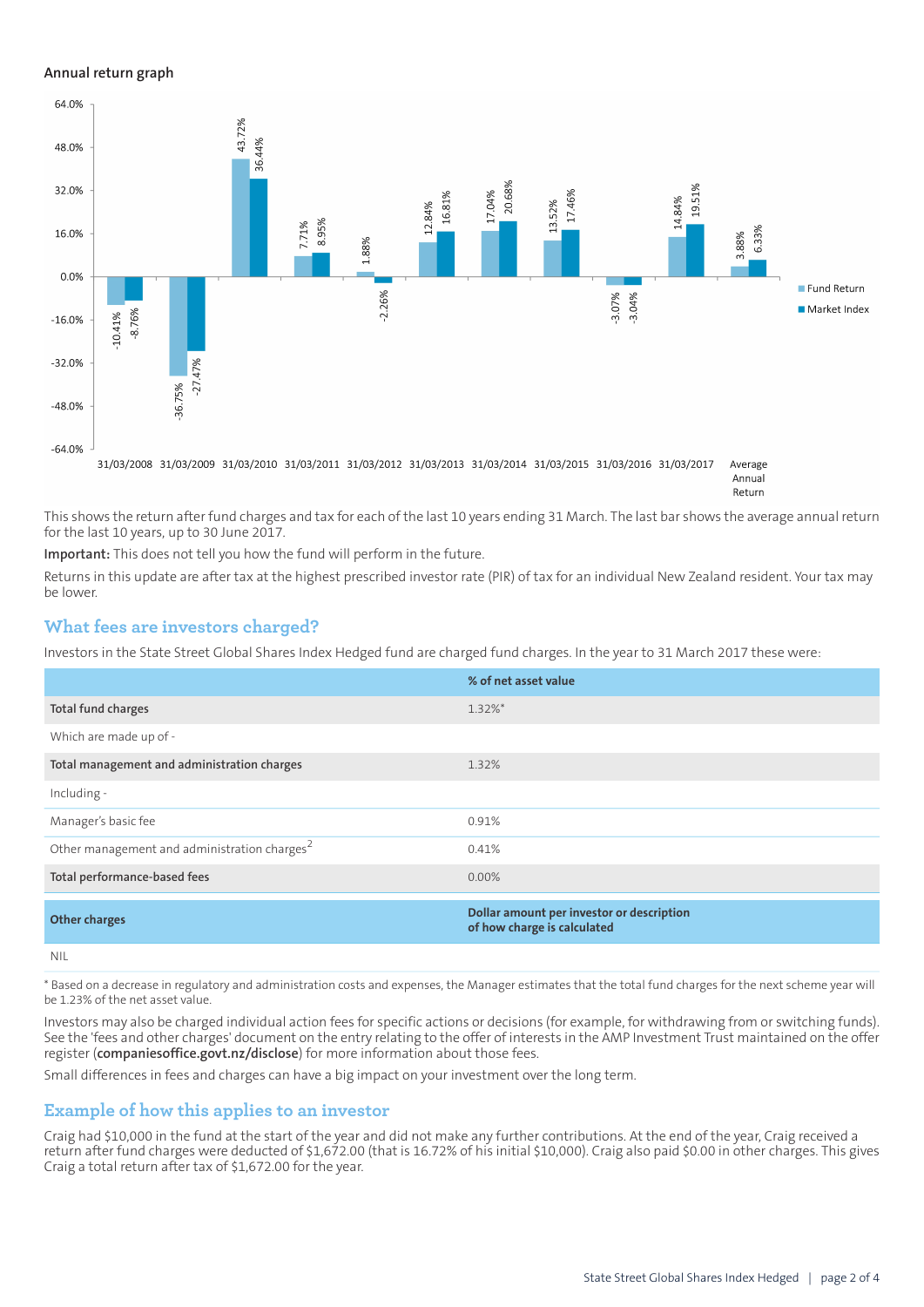### Annual return graph

| Year | Fund Return | Market Index |
|---|---|---|
| 31/03/2008 | -10.41% | -8.76% |
| 31/03/2009 | -36.75% | -27.47% |
| 31/03/2010 | 43.72% | 36.44% |
| 31/03/2011 | 7.71% | 8.95% |
| 31/03/2012 | 1.88% | -2.26% |
| 31/03/2013 | 12.84% | 16.81% |
| 31/03/2014 | 17.04% | 20.68% |
| 31/03/2015 | 13.52% | 17.46% |
| 31/03/2016 | -3.07% | -3.04% |
| 31/03/2017 | 14.84% | 19.51% |
| Average Annual Return | 3.88% | 6.33% |

This shows the return after fund charges and tax for each of the last 10 years ending 31 March. The last bar shows the average annual return for the last 10 years, up to 30 June 2017.

**Important:** This does not tell you how the fund will perform in the future.

Returns in this update are after tax at the highest prescribed investor rate (PIR) of tax for an individual New Zealand resident. Your tax may be lower.

## What fees are investors charged?

Investors in the State Street Global Shares Index Hedged fund are charged fund charges. In the year to 31 March 2017 these were:

| | % of net asset value |
|---|---|
| **Total fund charges** | 1.32%* |
| Which are made up of - | |
| **Total management and administration charges** | 1.32% |
| Including - | |
| Manager's basic fee | 0.91% |
| Other management and administration charges[2] | 0.41% |
| **Total performance-based fees** | 0.00% |
| **Other charges** | **Dollar amount per investor or description of how charge is calculated** |
| NIL | |

* Based on a decrease in regulatory and administration costs and expenses, the Manager estimates that the total fund charges for the next scheme year will be 1.23% of the net asset value.

Investors may also be charged individual action fees for specific actions or decisions (for example, for withdrawing from or switching funds). See the 'fees and other charges' document on the entry relating to the offer of interests in the AMP Investment Trust maintained on the offer register (**companiesoffice.govt.nz/disclose**) for more information about those fees.

Small differences in fees and charges can have a big impact on your investment over the long term.

## Example of how this applies to an investor

Craig had $10,000 in the fund at the start of the year and did not make any further contributions. At the end of the year, Craig received a return after fund charges were deducted of $1,672.00 (that is 16.72% of his initial $10,000). Craig also paid $0.00 in other charges. This gives Craig a total return after tax of $1,672.00 for the year.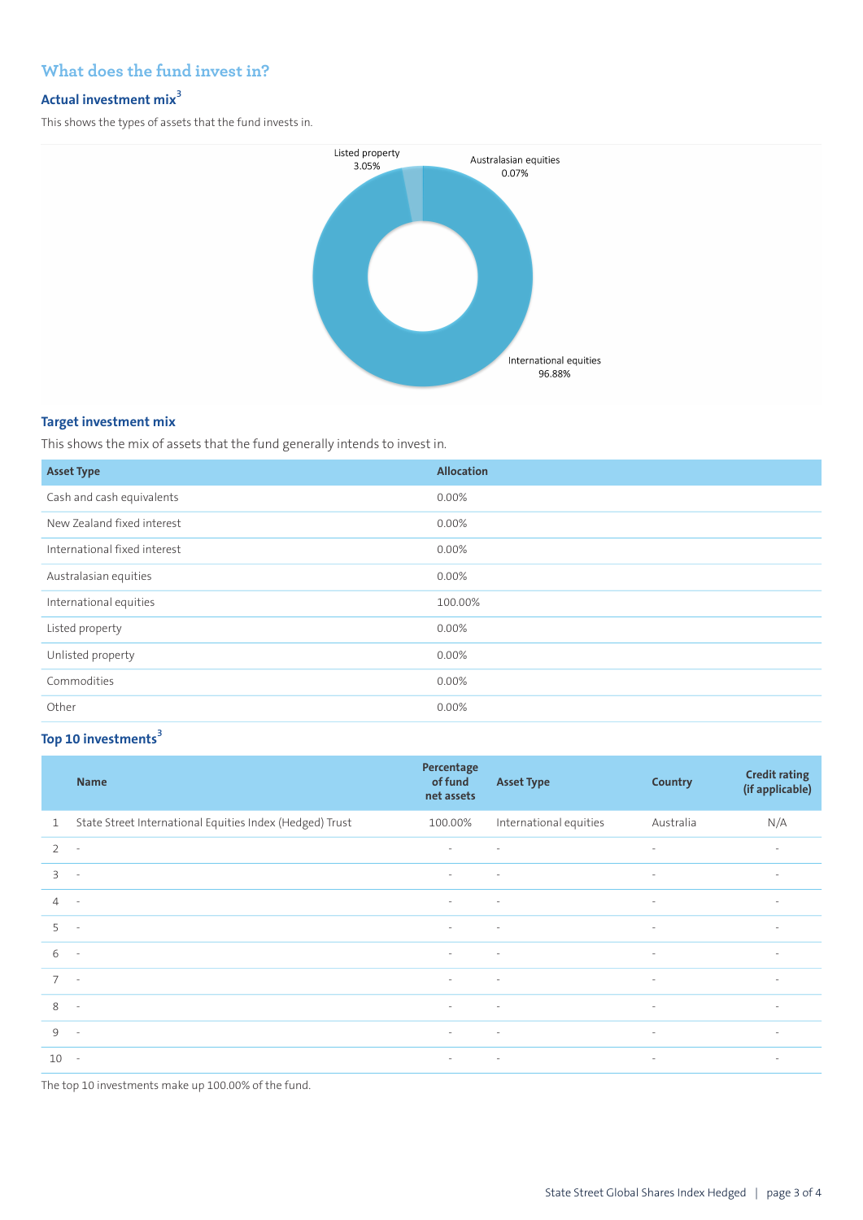## What does the fund invest in?

### Actual investment mix[3]

This shows the types of assets that the fund invests in.

Listed property 3.05%

Australasian equities 0.07%

International equities 96.88%

### Target investment mix

This shows the mix of assets that the fund generally intends to invest in.

| Asset Type | Allocation |
|---|---|
| Cash and cash equivalents | 0.00% |
| New Zealand fixed interest | 0.00% |
| International fixed interest | 0.00% |
| Australasian equities | 0.00% |
| International equities | 100.00% |
| Listed property | 0.00% |
| Unlisted property | 0.00% |
| Commodities | 0.00% |
| Other | 0.00% |

### Top 10 investments[3]

| | Name | Percentage of fund net assets | Asset Type | Country | Credit rating (if applicable) |
|---|---|---|---|---|---|
| 1 | State Street International Equities Index (Hedged) Trust | 100.00% | International equities | Australia | N/A |
| 2 | - | - | - | - | - |
| 3 | - | - | - | - | - |
| 4 | - | - | - | - | - |
| 5 | - | - | - | - | - |
| 6 | - | - | - | - | - |
| 7 | - | - | - | - | - |
| 8 | - | - | - | - | - |
| 9 | - | - | - | - | - |
| 10 | - | - | - | - | - |

The top 10 investments make up 100.00% of the fund.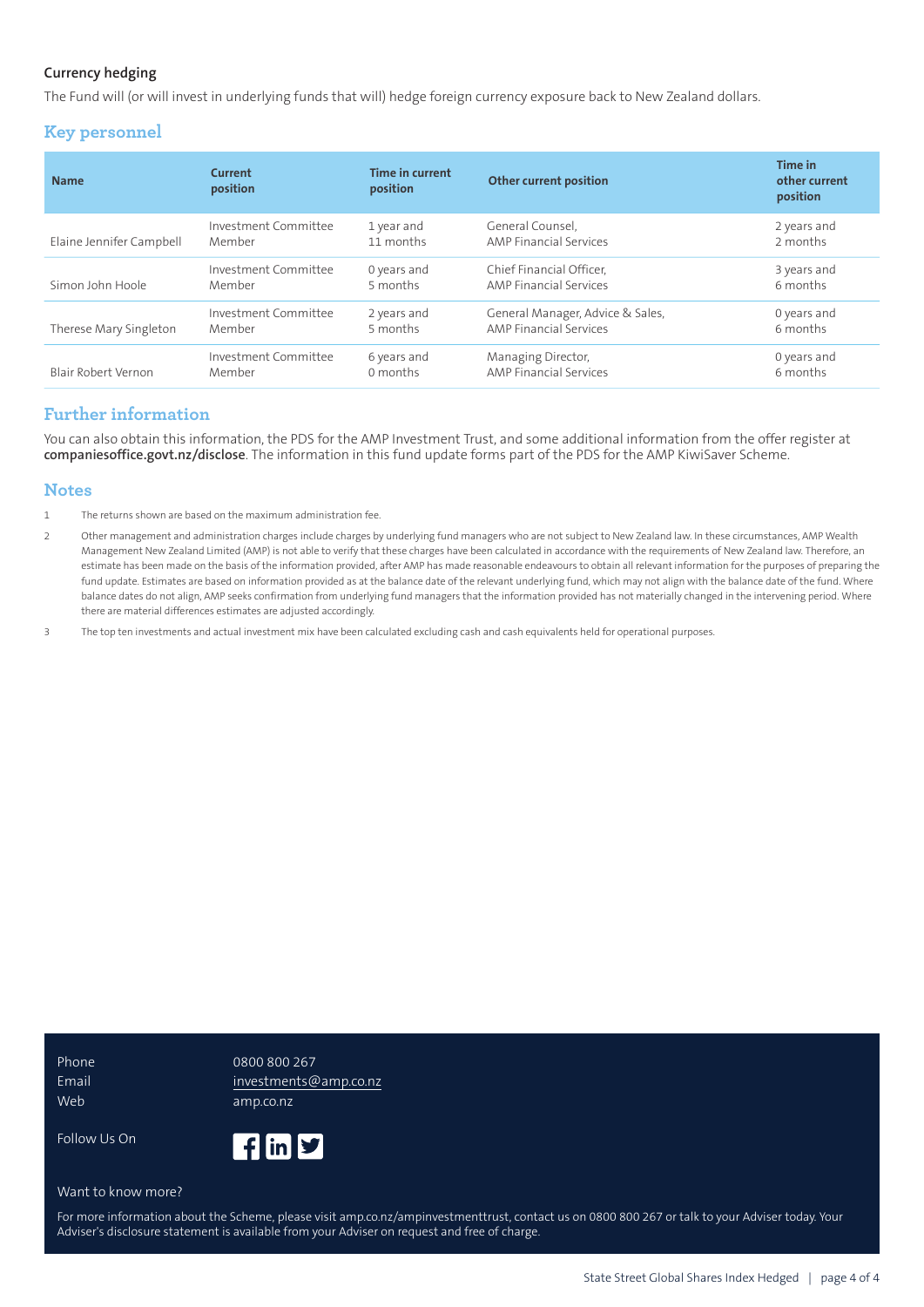### Currency hedging

The Fund will (or will invest in underlying funds that will) hedge foreign currency exposure back to New Zealand dollars.

## Key personnel

| Name | Current position | Time in current position | Other current position | Time in other current position |
| --- | --- | --- | --- | --- |
| Elaine Jennifer Campbell | Investment Committee Member | 1 year and 11 months | General Counsel, AMP Financial Services | 2 years and 2 months |
| Simon John Hoole | Investment Committee Member | 0 years and 5 months | Chief Financial Officer, AMP Financial Services | 3 years and 6 months |
| Therese Mary Singleton | Investment Committee Member | 2 years and 5 months | General Manager, Advice & Sales, AMP Financial Services | 0 years and 6 months |
| Blair Robert Vernon | Investment Committee Member | 6 years and 0 months | Managing Director, AMP Financial Services | 0 years and 6 months |

## Further information

You can also obtain this information, the PDS for the AMP Investment Trust, and some additional information from the offer register at **companiesoffice.govt.nz/disclose**. The information in this fund update forms part of the PDS for the AMP KiwiSaver Scheme.

## Notes

1 The returns shown are based on the maximum administration fee.

2 Other management and administration charges include charges by underlying fund managers who are not subject to New Zealand law. In these circumstances, AMP Wealth Management New Zealand Limited (AMP) is not able to verify that these charges have been calculated in accordance with the requirements of New Zealand law. Therefore, an estimate has been made on the basis of the information provided, after AMP has made reasonable endeavours to obtain all relevant information for the purposes of preparing the fund update. Estimates are based on information provided as at the balance date of the relevant underlying fund, which may not align with the balance date of the fund. Where balance dates do not align, AMP seeks confirmation from underlying fund managers that the information provided has not materially changed in the intervening period. Where there are material differences estimates are adjusted accordingly.

3 The top ten investments and actual investment mix have been calculated excluding cash and cash equivalents held for operational purposes.

Phone 0800 800 267
Email investments@amp.co.nz
Web amp.co.nz

Follow Us On

Want to know more?

For more information about the Scheme, please visit amp.co.nz/ampinvestmenttrust, contact us on 0800 800 267 or talk to your Adviser today. Your Adviser's disclosure statement is available from your Adviser on request and free of charge.